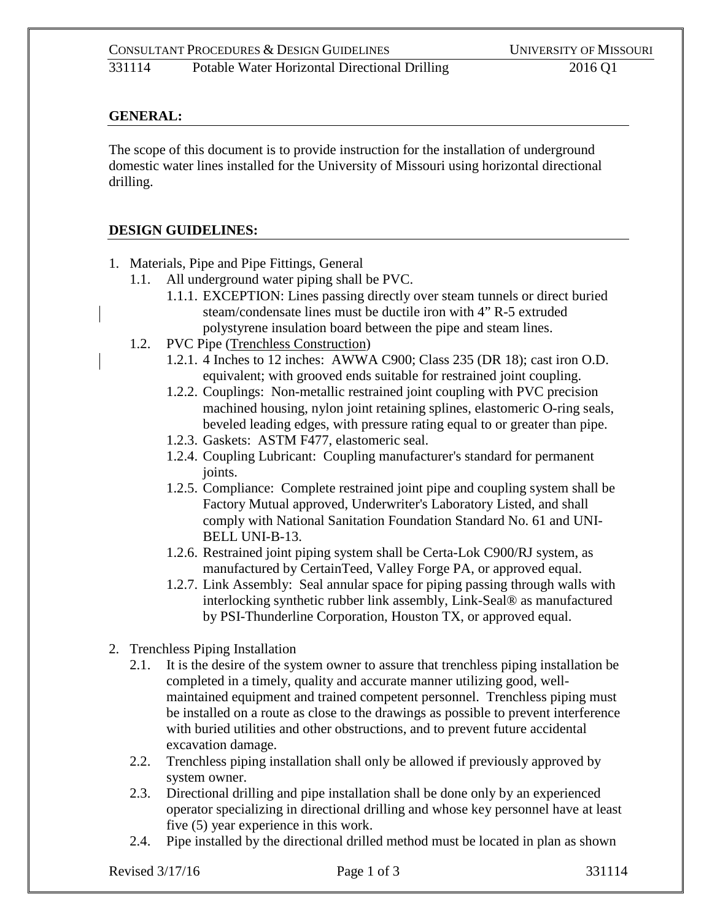## GENERAL:

The scope of this document is to provide instruction for the installation of underground domestic water lines installed for the University of Missouri using horizontal directional drilling.

## DESIGN GUIDELINES:

1. Materials, Pipe and Pipe Fittings, General
   - 1.1. All underground water piping shall be PVC.
     - 1.1.1. EXCEPTION: Lines passing directly over steam tunnels or direct buried steam/condensate lines must be ductile iron with 4" R-5 extruded polystyrene insulation board between the pipe and steam lines.
   - 1.2. PVC Pipe (Trenchless Construction)
     - 1.2.1. 4 Inches to 12 inches: AWWA C900; Class 235 (DR 18); cast iron O.D. equivalent; with grooved ends suitable for restrained joint coupling.
     - 1.2.2. Couplings: Non-metallic restrained joint coupling with PVC precision machined housing, nylon joint retaining splines, elastomeric O-ring seals, beveled leading edges, with pressure rating equal to or greater than pipe.
     - 1.2.3. Gaskets: ASTM F477, elastomeric seal.
     - 1.2.4. Coupling Lubricant: Coupling manufacturer's standard for permanent joints.
     - 1.2.5. Compliance: Complete restrained joint pipe and coupling system shall be Factory Mutual approved, Underwriter's Laboratory Listed, and shall comply with National Sanitation Foundation Standard No. 61 and UNI-BELL UNI-B-13.
     - 1.2.6. Restrained joint piping system shall be Certa-Lok C900/RJ system, as manufactured by CertainTeed, Valley Forge PA, or approved equal.
     - 1.2.7. Link Assembly: Seal annular space for piping passing through walls with interlocking synthetic rubber link assembly, Link-Seal® as manufactured by PSI-Thunderline Corporation, Houston TX, or approved equal.

2. Trenchless Piping Installation
   - 2.1. It is the desire of the system owner to assure that trenchless piping installation be completed in a timely, quality and accurate manner utilizing good, well-maintained equipment and trained competent personnel. Trenchless piping must be installed on a route as close to the drawings as possible to prevent interference with buried utilities and other obstructions, and to prevent future accidental excavation damage.
   - 2.2. Trenchless piping installation shall only be allowed if previously approved by system owner.
   - 2.3. Directional drilling and pipe installation shall be done only by an experienced operator specializing in directional drilling and whose key personnel have at least five (5) year experience in this work.
   - 2.4. Pipe installed by the directional drilled method must be located in plan as shown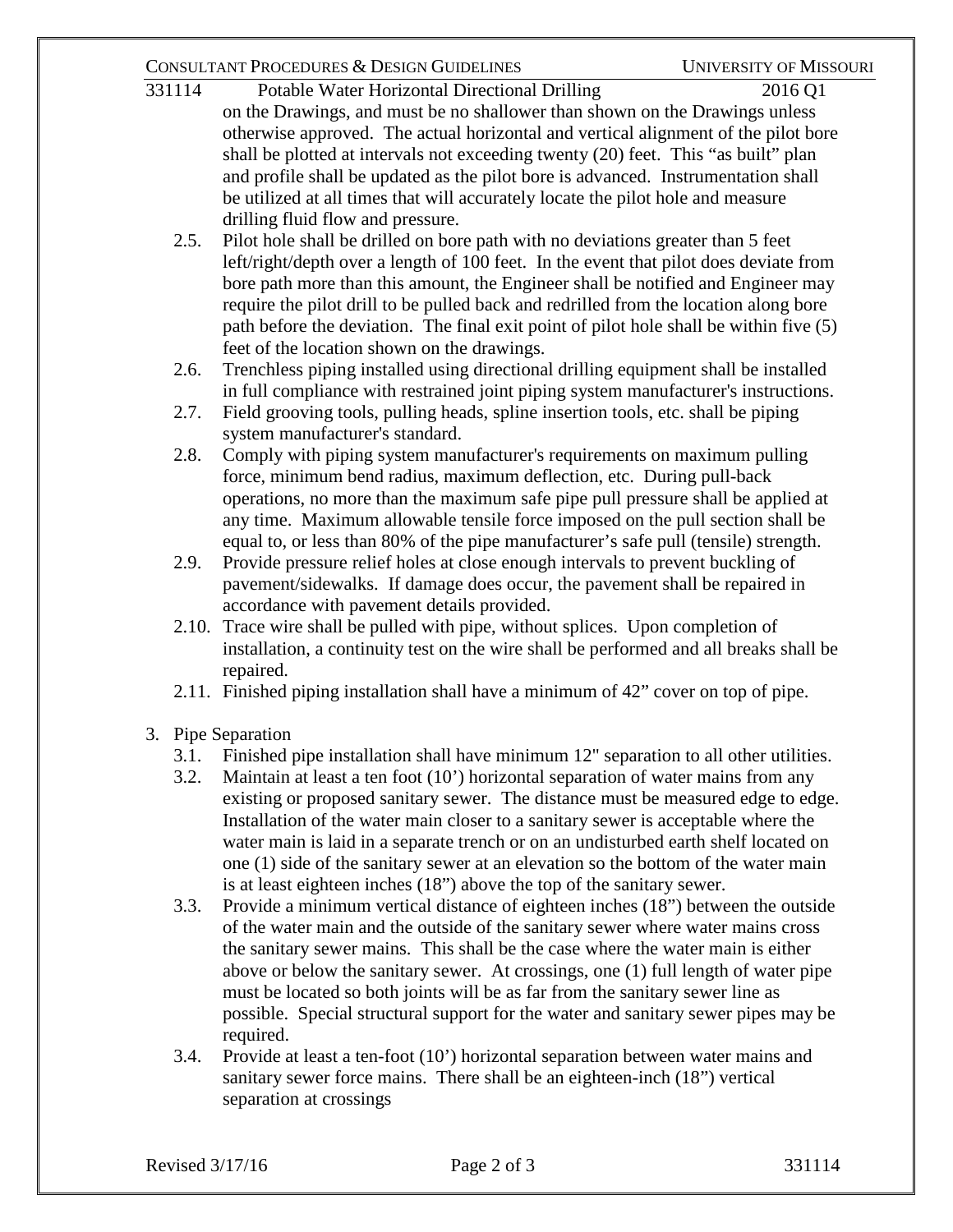on the Drawings, and must be no shallower than shown on the Drawings unless otherwise approved. The actual horizontal and vertical alignment of the pilot bore shall be plotted at intervals not exceeding twenty (20) feet. This "as built" plan and profile shall be updated as the pilot bore is advanced. Instrumentation shall be utilized at all times that will accurately locate the pilot hole and measure drilling fluid flow and pressure.

2.5. Pilot hole shall be drilled on bore path with no deviations greater than 5 feet left/right/depth over a length of 100 feet. In the event that pilot does deviate from bore path more than this amount, the Engineer shall be notified and Engineer may require the pilot drill to be pulled back and redrilled from the location along bore path before the deviation. The final exit point of pilot hole shall be within five (5) feet of the location shown on the drawings.

2.6. Trenchless piping installed using directional drilling equipment shall be installed in full compliance with restrained joint piping system manufacturer's instructions.

2.7. Field grooving tools, pulling heads, spline insertion tools, etc. shall be piping system manufacturer's standard.

2.8. Comply with piping system manufacturer's requirements on maximum pulling force, minimum bend radius, maximum deflection, etc. During pull-back operations, no more than the maximum safe pipe pull pressure shall be applied at any time. Maximum allowable tensile force imposed on the pull section shall be equal to, or less than 80% of the pipe manufacturer's safe pull (tensile) strength.

2.9. Provide pressure relief holes at close enough intervals to prevent buckling of pavement/sidewalks. If damage does occur, the pavement shall be repaired in accordance with pavement details provided.

2.10. Trace wire shall be pulled with pipe, without splices. Upon completion of installation, a continuity test on the wire shall be performed and all breaks shall be repaired.

2.11. Finished piping installation shall have a minimum of 42" cover on top of pipe.

3. Pipe Separation

3.1. Finished pipe installation shall have minimum 12" separation to all other utilities.

3.2. Maintain at least a ten foot (10') horizontal separation of water mains from any existing or proposed sanitary sewer. The distance must be measured edge to edge. Installation of the water main closer to a sanitary sewer is acceptable where the water main is laid in a separate trench or on an undisturbed earth shelf located on one (1) side of the sanitary sewer at an elevation so the bottom of the water main is at least eighteen inches (18") above the top of the sanitary sewer.

3.3. Provide a minimum vertical distance of eighteen inches (18") between the outside of the water main and the outside of the sanitary sewer where water mains cross the sanitary sewer mains. This shall be the case where the water main is either above or below the sanitary sewer. At crossings, one (1) full length of water pipe must be located so both joints will be as far from the sanitary sewer line as possible. Special structural support for the water and sanitary sewer pipes may be required.

3.4. Provide at least a ten-foot (10') horizontal separation between water mains and sanitary sewer force mains. There shall be an eighteen-inch (18") vertical separation at crossings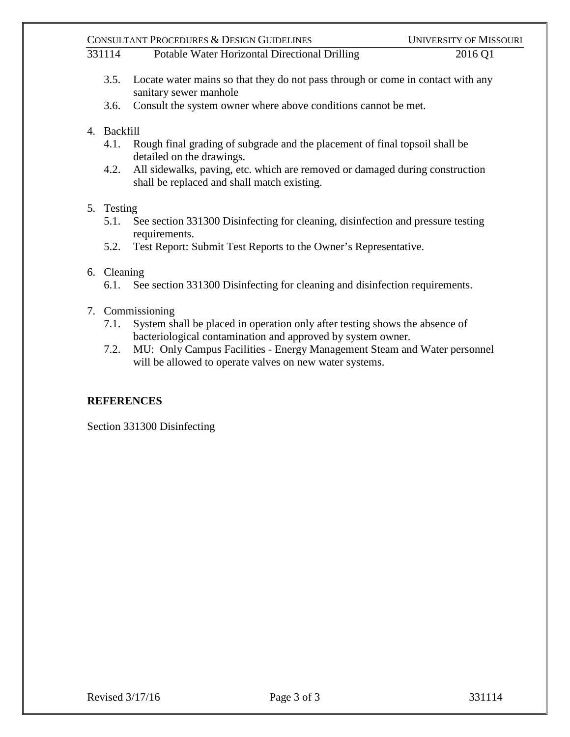3.5. Locate water mains so that they do not pass through or come in contact with any sanitary sewer manhole

3.6. Consult the system owner where above conditions cannot be met.

4. Backfill

   4.1. Rough final grading of subgrade and the placement of final topsoil shall be detailed on the drawings.

   4.2. All sidewalks, paving, etc. which are removed or damaged during construction shall be replaced and shall match existing.

5. Testing

   5.1. See section 331300 Disinfecting for cleaning, disinfection and pressure testing requirements.

   5.2. Test Report: Submit Test Reports to the Owner's Representative.

6. Cleaning

   6.1. See section 331300 Disinfecting for cleaning and disinfection requirements.

7. Commissioning

   7.1. System shall be placed in operation only after testing shows the absence of bacteriological contamination and approved by system owner.

   7.2. MU: Only Campus Facilities - Energy Management Steam and Water personnel will be allowed to operate valves on new water systems.

## REFERENCES

Section 331300 Disinfecting